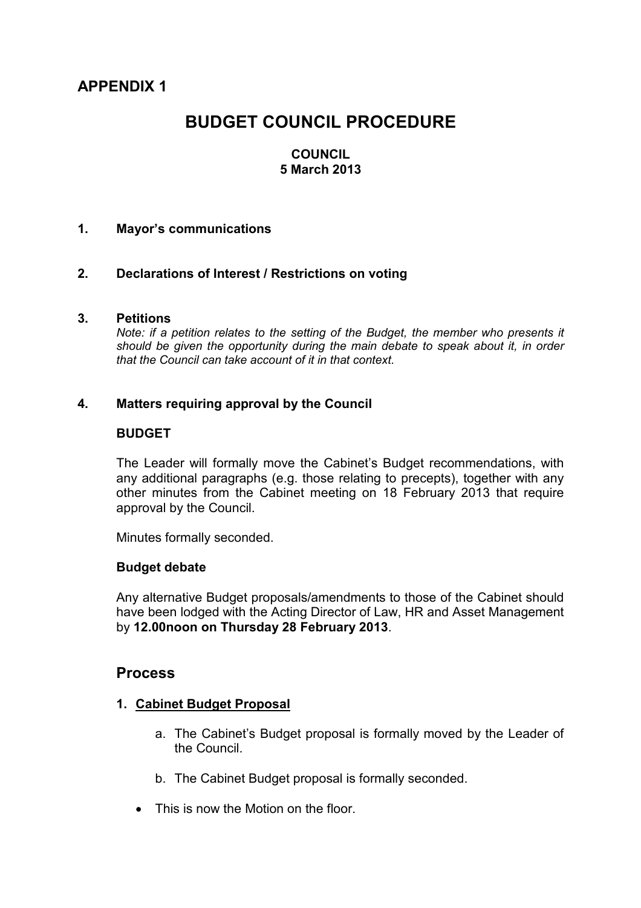## APPENDIX 1

# BUDGET COUNCIL PROCEDURE

**COUNCIL**
**5 March 2013**

**1. Mayor's communications**

**2. Declarations of Interest / Restrictions on voting**

**3. Petitions**

*Note: if a petition relates to the setting of the Budget, the member who presents it should be given the opportunity during the main debate to speak about it, in order that the Council can take account of it in that context.*

**4. Matters requiring approval by the Council**

**BUDGET**

The Leader will formally move the Cabinet's Budget recommendations, with any additional paragraphs (e.g. those relating to precepts), together with any other minutes from the Cabinet meeting on 18 February 2013 that require approval by the Council.

Minutes formally seconded.

**Budget debate**

Any alternative Budget proposals/amendments to those of the Cabinet should have been lodged with the Acting Director of Law, HR and Asset Management by **12.00noon on Thursday 28 February 2013**.

## Process

1. **Cabinet Budget Proposal**
   a. The Cabinet's Budget proposal is formally moved by the Leader of the Council.
   b. The Cabinet Budget proposal is formally seconded.

- This is now the Motion on the floor.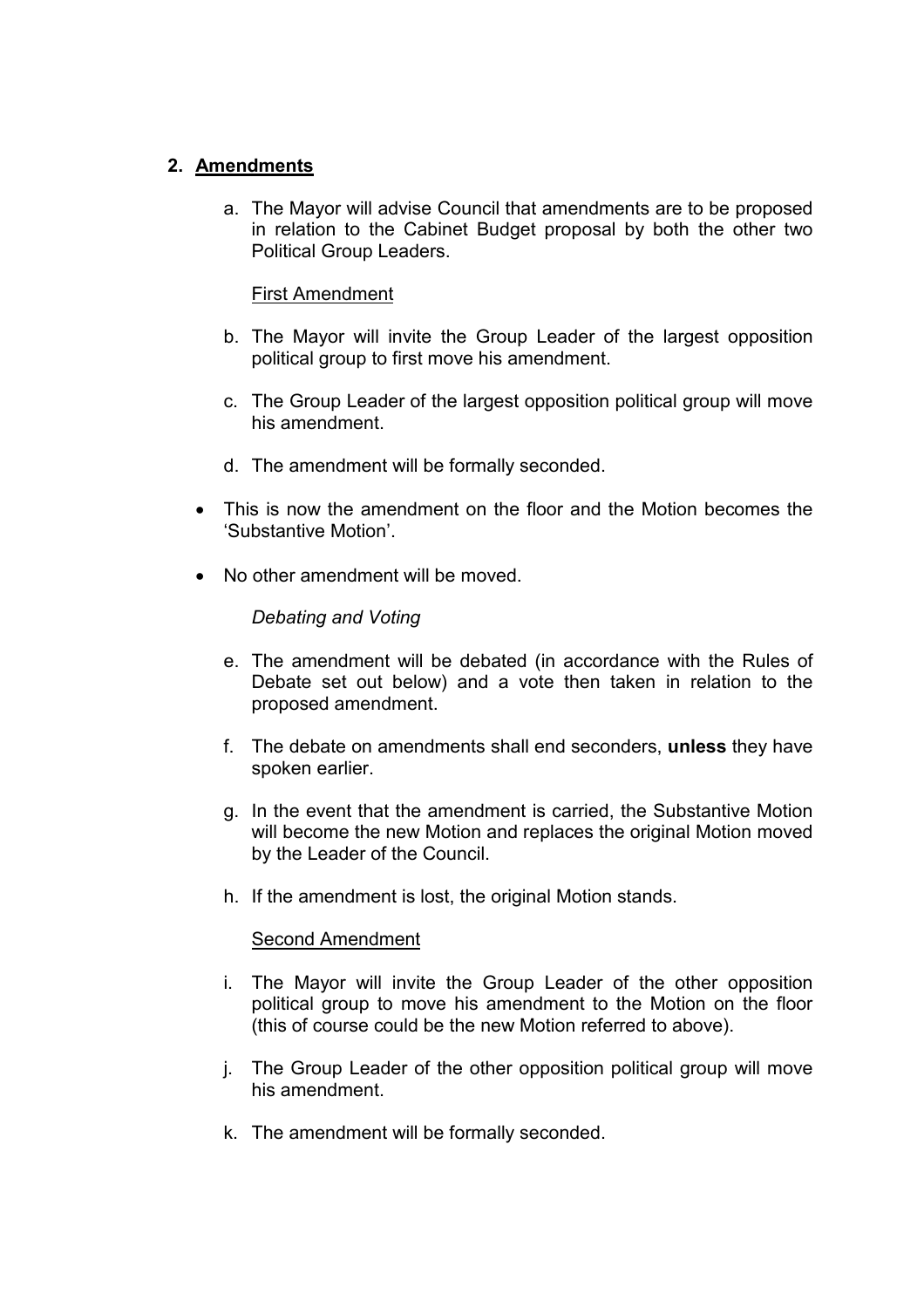## 2. Amendments

a. The Mayor will advise Council that amendments are to be proposed in relation to the Cabinet Budget proposal by both the other two Political Group Leaders.

First Amendment

b. The Mayor will invite the Group Leader of the largest opposition political group to first move his amendment.

c. The Group Leader of the largest opposition political group will move his amendment.

d. The amendment will be formally seconded.

- This is now the amendment on the floor and the Motion becomes the 'Substantive Motion'.
- No other amendment will be moved.

*Debating and Voting*

e. The amendment will be debated (in accordance with the Rules of Debate set out below) and a vote then taken in relation to the proposed amendment.

f. The debate on amendments shall end seconders, **unless** they have spoken earlier.

g. In the event that the amendment is carried, the Substantive Motion will become the new Motion and replaces the original Motion moved by the Leader of the Council.

h. If the amendment is lost, the original Motion stands.

Second Amendment

i. The Mayor will invite the Group Leader of the other opposition political group to move his amendment to the Motion on the floor (this of course could be the new Motion referred to above).

j. The Group Leader of the other opposition political group will move his amendment.

k. The amendment will be formally seconded.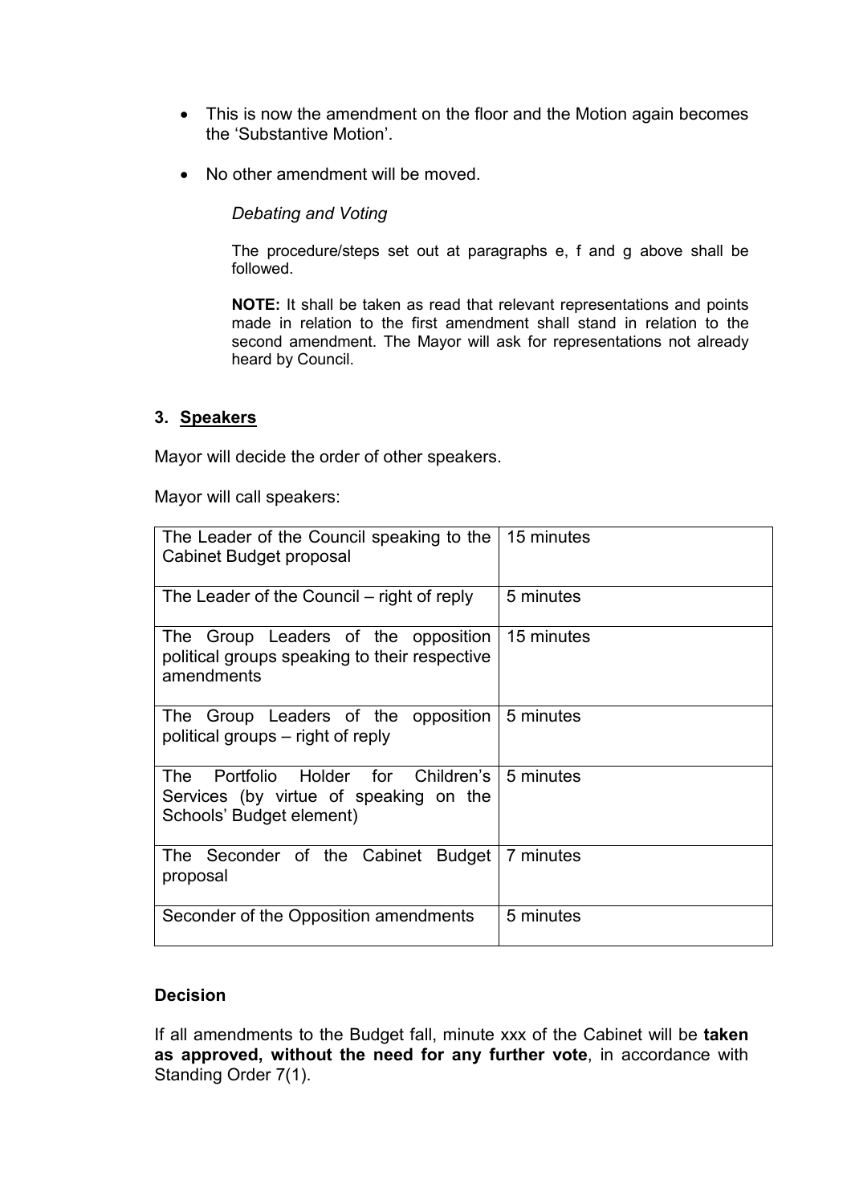- This is now the amendment on the floor and the Motion again becomes the 'Substantive Motion'.
- No other amendment will be moved.

*Debating and Voting*

The procedure/steps set out at paragraphs e, f and g above shall be followed.

**NOTE:** It shall be taken as read that relevant representations and points made in relation to the first amendment shall stand in relation to the second amendment. The Mayor will ask for representations not already heard by Council.

### 3. <u>Speakers</u>

Mayor will decide the order of other speakers.

Mayor will call speakers:

| | |
|---|---|
| The Leader of the Council speaking to the Cabinet Budget proposal | 15 minutes |
| The Leader of the Council – right of reply | 5 minutes |
| The Group Leaders of the opposition political groups speaking to their respective amendments | 15 minutes |
| The Group Leaders of the opposition political groups – right of reply | 5 minutes |
| The Portfolio Holder for Children's Services (by virtue of speaking on the Schools' Budget element) | 5 minutes |
| The Seconder of the Cabinet Budget proposal | 7 minutes |
| Seconder of the Opposition amendments | 5 minutes |

**Decision**

If all amendments to the Budget fall, minute xxx of the Cabinet will be **taken as approved, without the need for any further vote**, in accordance with Standing Order 7(1).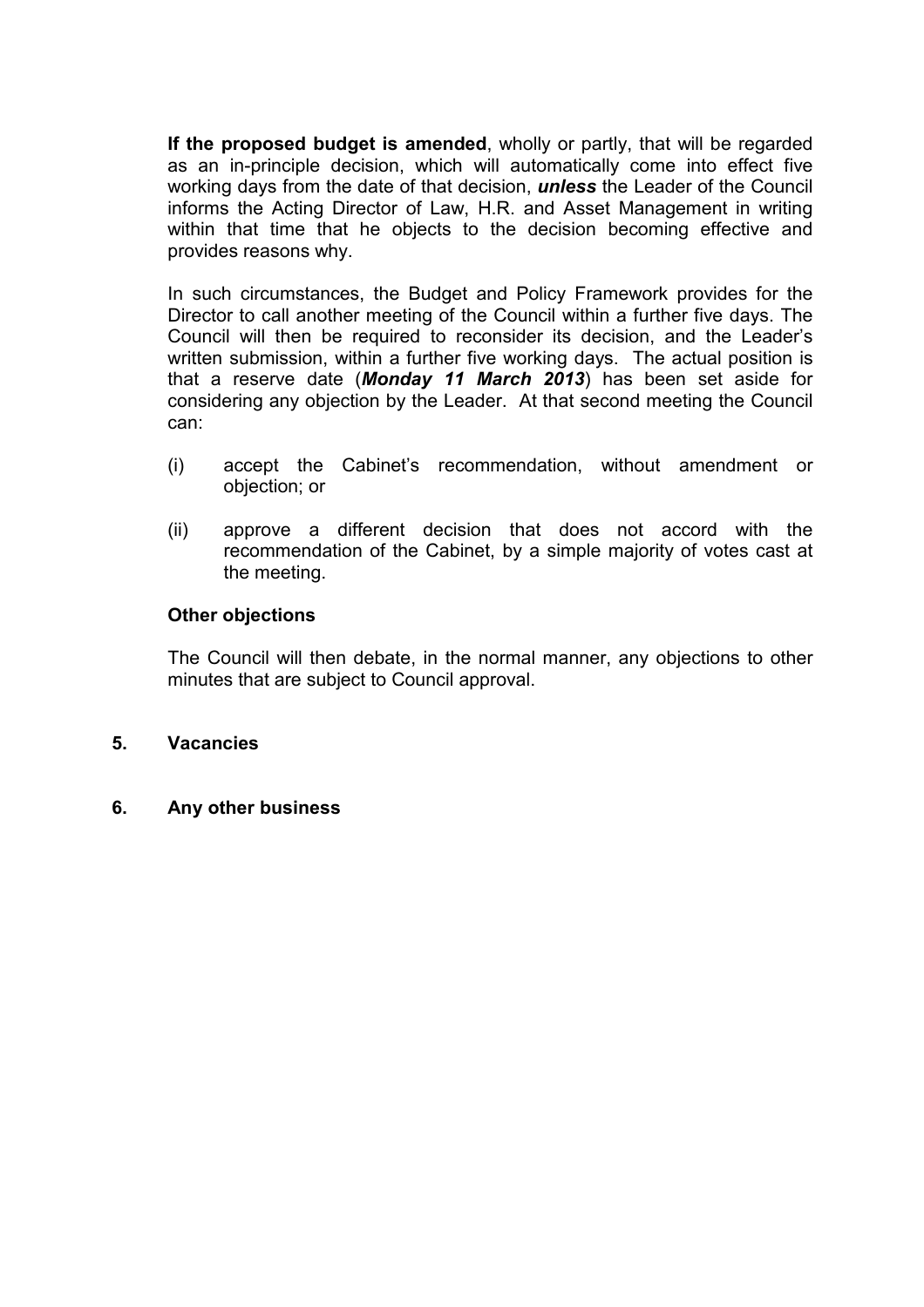**If the proposed budget is amended**, wholly or partly, that will be regarded as an in-principle decision, which will automatically come into effect five working days from the date of that decision, ***unless*** the Leader of the Council informs the Acting Director of Law, H.R. and Asset Management in writing within that time that he objects to the decision becoming effective and provides reasons why.

In such circumstances, the Budget and Policy Framework provides for the Director to call another meeting of the Council within a further five days. The Council will then be required to reconsider its decision, and the Leader's written submission, within a further five working days. The actual position is that a reserve date (***Monday 11 March 2013***) has been set aside for considering any objection by the Leader. At that second meeting the Council can:

(i) accept the Cabinet's recommendation, without amendment or objection; or

(ii) approve a different decision that does not accord with the recommendation of the Cabinet, by a simple majority of votes cast at the meeting.

**Other objections**

The Council will then debate, in the normal manner, any objections to other minutes that are subject to Council approval.

**5. Vacancies**

**6. Any other business**